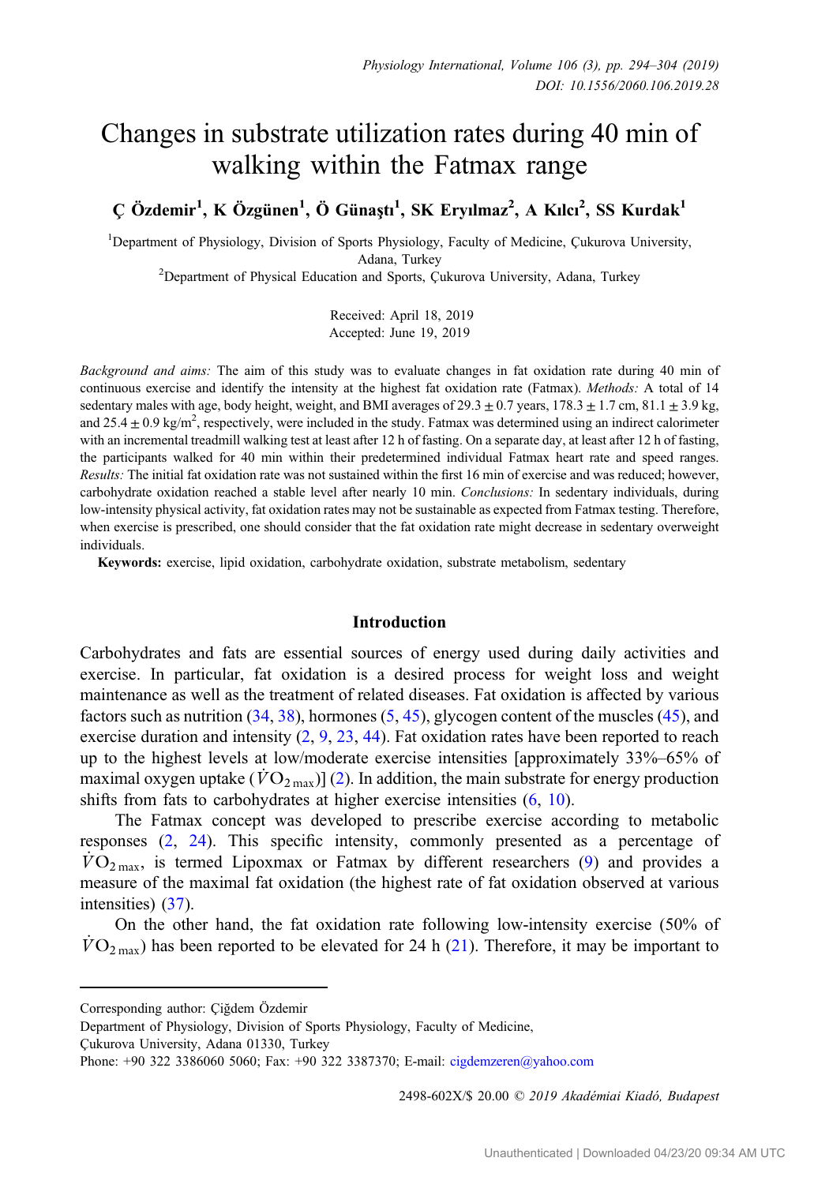# Changes in substrate utilization rates during 40 min of walking within the Fatmax range

**Ç Özdemir[1], K Özgünen[1], Ö Günaştı[1], SK Eryılmaz[2], A Kılcı[2], SS Kurdak[1]**

[1]Department of Physiology, Division of Sports Physiology, Faculty of Medicine, Çukurova University, Adana, Turkey

[2]Department of Physical Education and Sports, Çukurova University, Adana, Turkey

Received: April 18, 2019
Accepted: June 19, 2019

*Background and aims:* The aim of this study was to evaluate changes in fat oxidation rate during 40 min of continuous exercise and identify the intensity at the highest fat oxidation rate (Fatmax). *Methods:* A total of 14 sedentary males with age, body height, weight, and BMI averages of 29.3 ± 0.7 years, 178.3 ± 1.7 cm, 81.1 ± 3.9 kg, and 25.4 ± 0.9 kg/m$^2$, respectively, were included in the study. Fatmax was determined using an indirect calorimeter with an incremental treadmill walking test at least after 12 h of fasting. On a separate day, at least after 12 h of fasting, the participants walked for 40 min within their predetermined individual Fatmax heart rate and speed ranges. *Results:* The initial fat oxidation rate was not sustained within the first 16 min of exercise and was reduced; however, carbohydrate oxidation reached a stable level after nearly 10 min. *Conclusions:* In sedentary individuals, during low-intensity physical activity, fat oxidation rates may not be sustainable as expected from Fatmax testing. Therefore, when exercise is prescribed, one should consider that the fat oxidation rate might decrease in sedentary overweight individuals.

**Keywords:** exercise, lipid oxidation, carbohydrate oxidation, substrate metabolism, sedentary

## Introduction

Carbohydrates and fats are essential sources of energy used during daily activities and exercise. In particular, fat oxidation is a desired process for weight loss and weight maintenance as well as the treatment of related diseases. Fat oxidation is affected by various factors such as nutrition (34, 38), hormones (5, 45), glycogen content of the muscles (45), and exercise duration and intensity (2, 9, 23, 44). Fat oxidation rates have been reported to reach up to the highest levels at low/moderate exercise intensities [approximately 33%–65% of maximal oxygen uptake ($\dot{V}O_{2\,max}$)] (2). In addition, the main substrate for energy production shifts from fats to carbohydrates at higher exercise intensities (6, 10).

The Fatmax concept was developed to prescribe exercise according to metabolic responses (2, 24). This specific intensity, commonly presented as a percentage of $\dot{V}O_{2\,max}$, is termed Lipoxmax or Fatmax by different researchers (9) and provides a measure of the maximal fat oxidation (the highest rate of fat oxidation observed at various intensities) (37).

On the other hand, the fat oxidation rate following low-intensity exercise (50% of $\dot{V}O_{2\,max}$) has been reported to be elevated for 24 h (21). Therefore, it may be important to

Corresponding author: Çiğdem Özdemir
Department of Physiology, Division of Sports Physiology, Faculty of Medicine,
Çukurova University, Adana 01330, Turkey
Phone: +90 322 3386060 5060; Fax: +90 322 3387370; E-mail: cigdemzeren@yahoo.com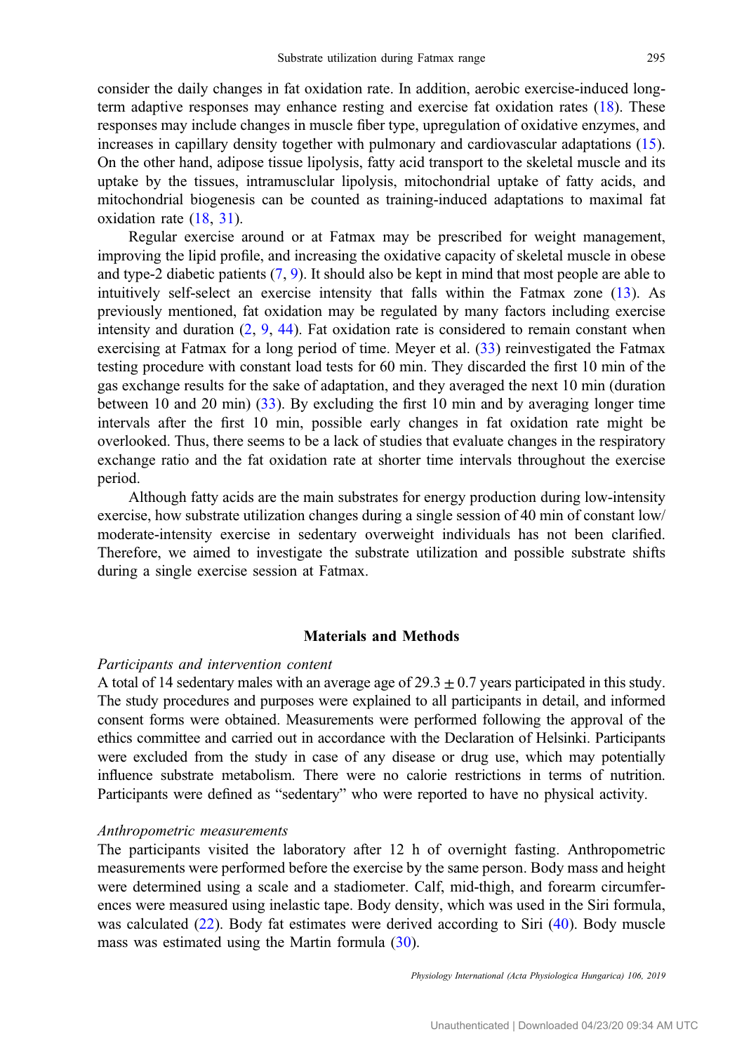consider the daily changes in fat oxidation rate. In addition, aerobic exercise-induced long-term adaptive responses may enhance resting and exercise fat oxidation rates (18). These responses may include changes in muscle fiber type, upregulation of oxidative enzymes, and increases in capillary density together with pulmonary and cardiovascular adaptations (15). On the other hand, adipose tissue lipolysis, fatty acid transport to the skeletal muscle and its uptake by the tissues, intramusclular lipolysis, mitochondrial uptake of fatty acids, and mitochondrial biogenesis can be counted as training-induced adaptations to maximal fat oxidation rate (18, 31).

Regular exercise around or at Fatmax may be prescribed for weight management, improving the lipid profile, and increasing the oxidative capacity of skeletal muscle in obese and type-2 diabetic patients (7, 9). It should also be kept in mind that most people are able to intuitively self-select an exercise intensity that falls within the Fatmax zone (13). As previously mentioned, fat oxidation may be regulated by many factors including exercise intensity and duration (2, 9, 44). Fat oxidation rate is considered to remain constant when exercising at Fatmax for a long period of time. Meyer et al. (33) reinvestigated the Fatmax testing procedure with constant load tests for 60 min. They discarded the first 10 min of the gas exchange results for the sake of adaptation, and they averaged the next 10 min (duration between 10 and 20 min) (33). By excluding the first 10 min and by averaging longer time intervals after the first 10 min, possible early changes in fat oxidation rate might be overlooked. Thus, there seems to be a lack of studies that evaluate changes in the respiratory exchange ratio and the fat oxidation rate at shorter time intervals throughout the exercise period.

Although fatty acids are the main substrates for energy production during low-intensity exercise, how substrate utilization changes during a single session of 40 min of constant low/moderate-intensity exercise in sedentary overweight individuals has not been clarified. Therefore, we aimed to investigate the substrate utilization and possible substrate shifts during a single exercise session at Fatmax.

## Materials and Methods

### *Participants and intervention content*

A total of 14 sedentary males with an average age of $29.3 \pm 0.7$ years participated in this study. The study procedures and purposes were explained to all participants in detail, and informed consent forms were obtained. Measurements were performed following the approval of the ethics committee and carried out in accordance with the Declaration of Helsinki. Participants were excluded from the study in case of any disease or drug use, which may potentially influence substrate metabolism. There were no calorie restrictions in terms of nutrition. Participants were defined as "sedentary" who were reported to have no physical activity.

### *Anthropometric measurements*

The participants visited the laboratory after 12 h of overnight fasting. Anthropometric measurements were performed before the exercise by the same person. Body mass and height were determined using a scale and a stadiometer. Calf, mid-thigh, and forearm circumferences were measured using inelastic tape. Body density, which was used in the Siri formula, was calculated (22). Body fat estimates were derived according to Siri (40). Body muscle mass was estimated using the Martin formula (30).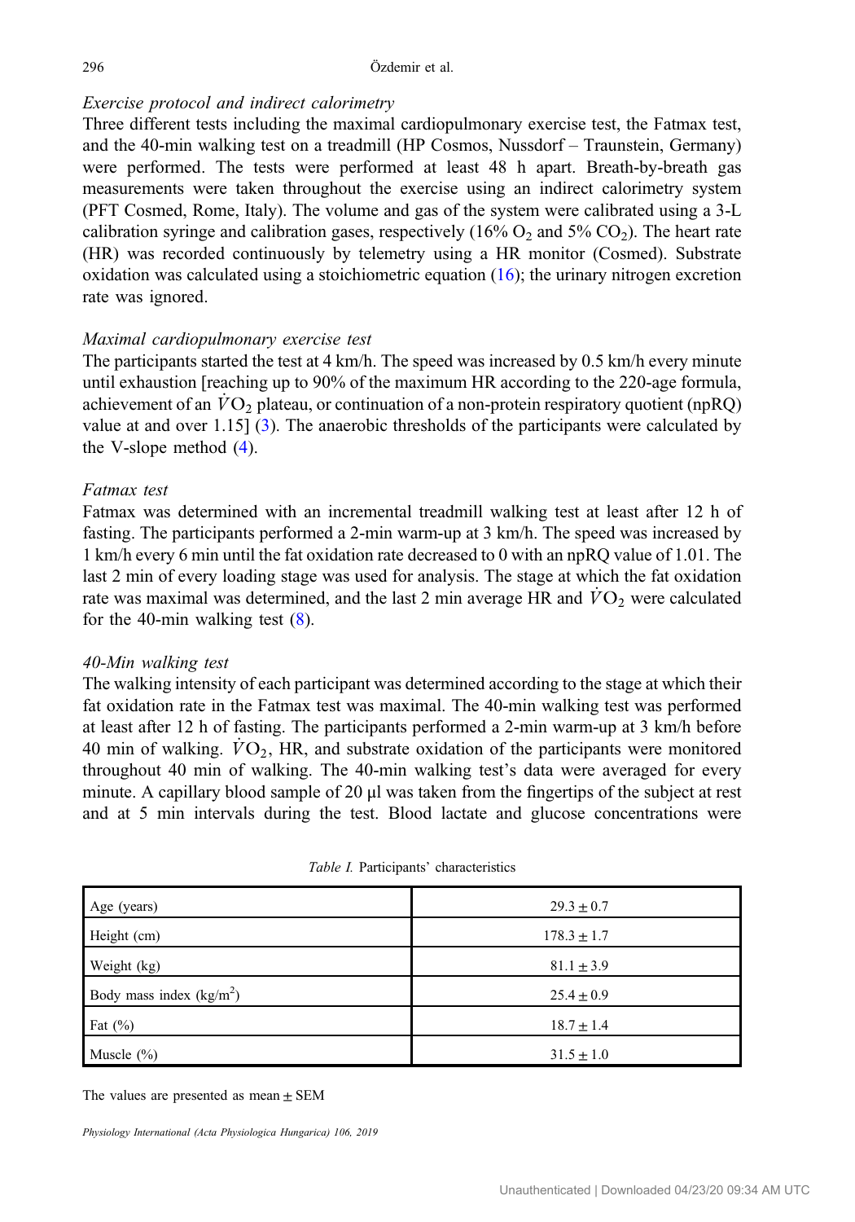### *Exercise protocol and indirect calorimetry*

Three different tests including the maximal cardiopulmonary exercise test, the Fatmax test, and the 40-min walking test on a treadmill (HP Cosmos, Nussdorf – Traunstein, Germany) were performed. The tests were performed at least 48 h apart. Breath-by-breath gas measurements were taken throughout the exercise using an indirect calorimetry system (PFT Cosmed, Rome, Italy). The volume and gas of the system were calibrated using a 3-L calibration syringe and calibration gases, respectively (16% $O_2$ and 5% $CO_2$). The heart rate (HR) was recorded continuously by telemetry using a HR monitor (Cosmed). Substrate oxidation was calculated using a stoichiometric equation (16); the urinary nitrogen excretion rate was ignored.

### *Maximal cardiopulmonary exercise test*

The participants started the test at 4 km/h. The speed was increased by 0.5 km/h every minute until exhaustion [reaching up to 90% of the maximum HR according to the 220-age formula, achievement of an $\dot{V}O_2$ plateau, or continuation of a non-protein respiratory quotient (npRQ) value at and over 1.15] (3). The anaerobic thresholds of the participants were calculated by the V-slope method (4).

### *Fatmax test*

Fatmax was determined with an incremental treadmill walking test at least after 12 h of fasting. The participants performed a 2-min warm-up at 3 km/h. The speed was increased by 1 km/h every 6 min until the fat oxidation rate decreased to 0 with an npRQ value of 1.01. The last 2 min of every loading stage was used for analysis. The stage at which the fat oxidation rate was maximal was determined, and the last 2 min average HR and $\dot{V}O_2$ were calculated for the 40-min walking test (8).

### *40-Min walking test*

The walking intensity of each participant was determined according to the stage at which their fat oxidation rate in the Fatmax test was maximal. The 40-min walking test was performed at least after 12 h of fasting. The participants performed a 2-min warm-up at 3 km/h before 40 min of walking. $\dot{V}O_2$, HR, and substrate oxidation of the participants were monitored throughout 40 min of walking. The 40-min walking test's data were averaged for every minute. A capillary blood sample of 20 μl was taken from the fingertips of the subject at rest and at 5 min intervals during the test. Blood lactate and glucose concentrations were

*Table I.* Participants' characteristics

| | |
|---|---|
| Age (years) | 29.3 ± 0.7 |
| Height (cm) | 178.3 ± 1.7 |
| Weight (kg) | 81.1 ± 3.9 |
| Body mass index (kg/m$^2$) | 25.4 ± 0.9 |
| Fat (%) | 18.7 ± 1.4 |
| Muscle (%) | 31.5 ± 1.0 |

The values are presented as mean ± SEM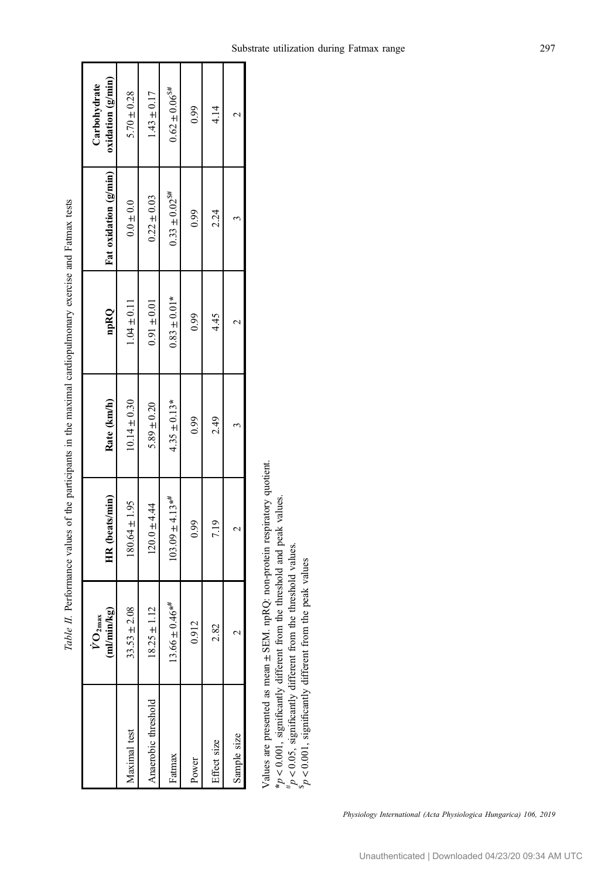*Table II.* Performance values of the participants in the maximal cardiopulmonary exercise and Fatmax tests

|  | $\dot{V}O_{2max}$ (ml/min/kg) | HR (beats/min) | Rate (km/h) | npRQ | Fat oxidation (g/min) | Carbohydrate oxidation (g/min) |
|---|---|---|---|---|---|---|
| Maximal test | 33.53 ± 2.08 | 180.64 ± 1.95 | 10.14 ± 0.30 | 1.04 ± 0.11 | 0.0 ± 0.0 | 5.70 ± 0.28 |
| Anaerobic threshold | 18.25 ± 1.12 | 120.0 ± 4.44 | 5.89 ± 0.20 | 0.91 ± 0.01 | 0.22 ± 0.03 | 1.43 ± 0.17 |
| Fatmax | 13.66 ± 0.46*# | 103.09 ± 4.13*# | 4.35 ± 0.13* | 0.83 ± 0.01* | 0.33 ± 0.02$# | 0.62 ± 0.06$# |
| Power | 0.912 | 0.99 | 0.99 | 0.99 | 0.99 | 0.99 |
| Effect size | 2.82 | 7.19 | 2.49 | 4.45 | 2.24 | 4.14 |
| Sample size | 2 | 2 | 3 | 2 | 3 | 2 |

Values are presented as mean ± SEM. npRQ: non-protein respiratory quotient.
*$p < 0.001$, significantly different from the threshold and peak values.
#$p < 0.05$, significantly different from the threshold values.
$$p < 0.001$, significantly different from the peak values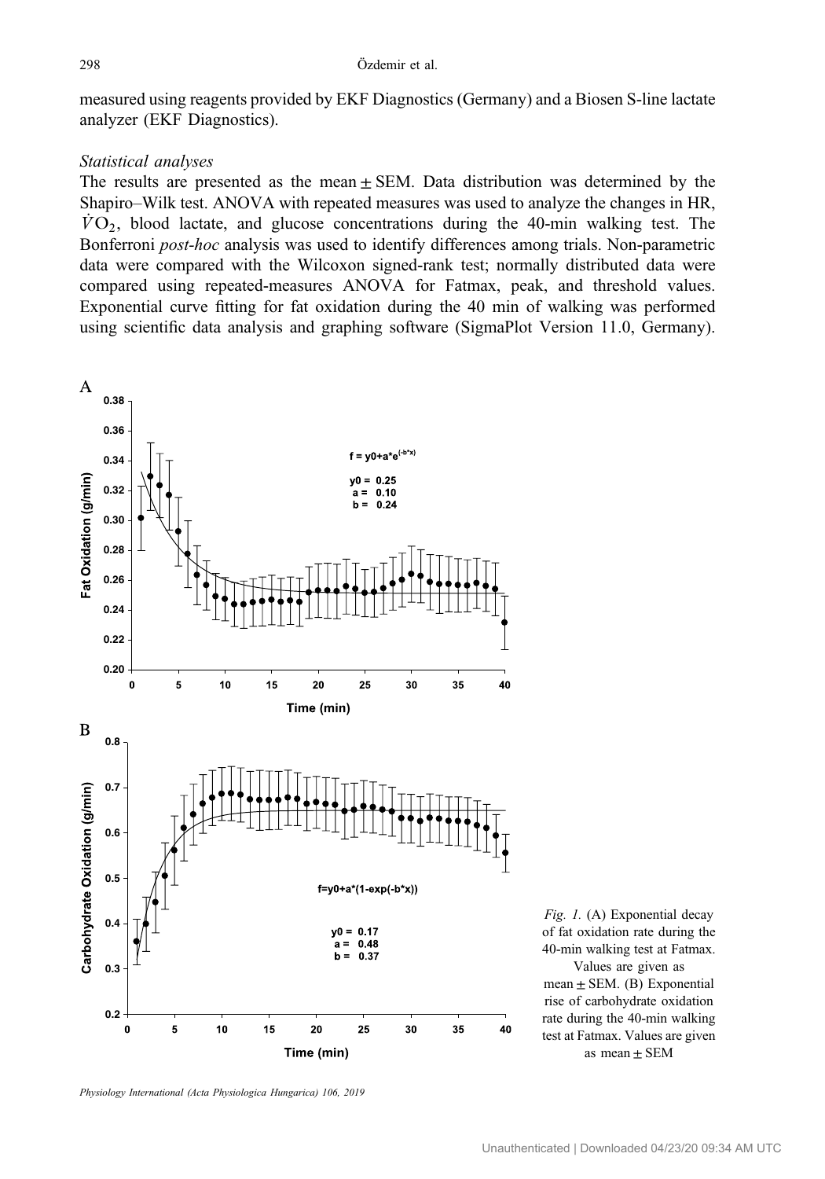measured using reagents provided by EKF Diagnostics (Germany) and a Biosen S-line lactate analyzer (EKF Diagnostics).

### *Statistical analyses*

The results are presented as the mean ± SEM. Data distribution was determined by the Shapiro–Wilk test. ANOVA with repeated measures was used to analyze the changes in HR, $\dot{V}O_2$, blood lactate, and glucose concentrations during the 40-min walking test. The Bonferroni *post-hoc* analysis was used to identify differences among trials. Non-parametric data were compared with the Wilcoxon signed-rank test; normally distributed data were compared using repeated-measures ANOVA for Fatmax, peak, and threshold values. Exponential curve fitting for fat oxidation during the 40 min of walking was performed using scientific data analysis and graphing software (SigmaPlot Version 11.0, Germany).

*Fig. 1.* (A) Exponential decay of fat oxidation rate during the 40-min walking test at Fatmax. Values are given as mean ± SEM. (B) Exponential rise of carbohydrate oxidation rate during the 40-min walking test at Fatmax. Values are given as mean ± SEM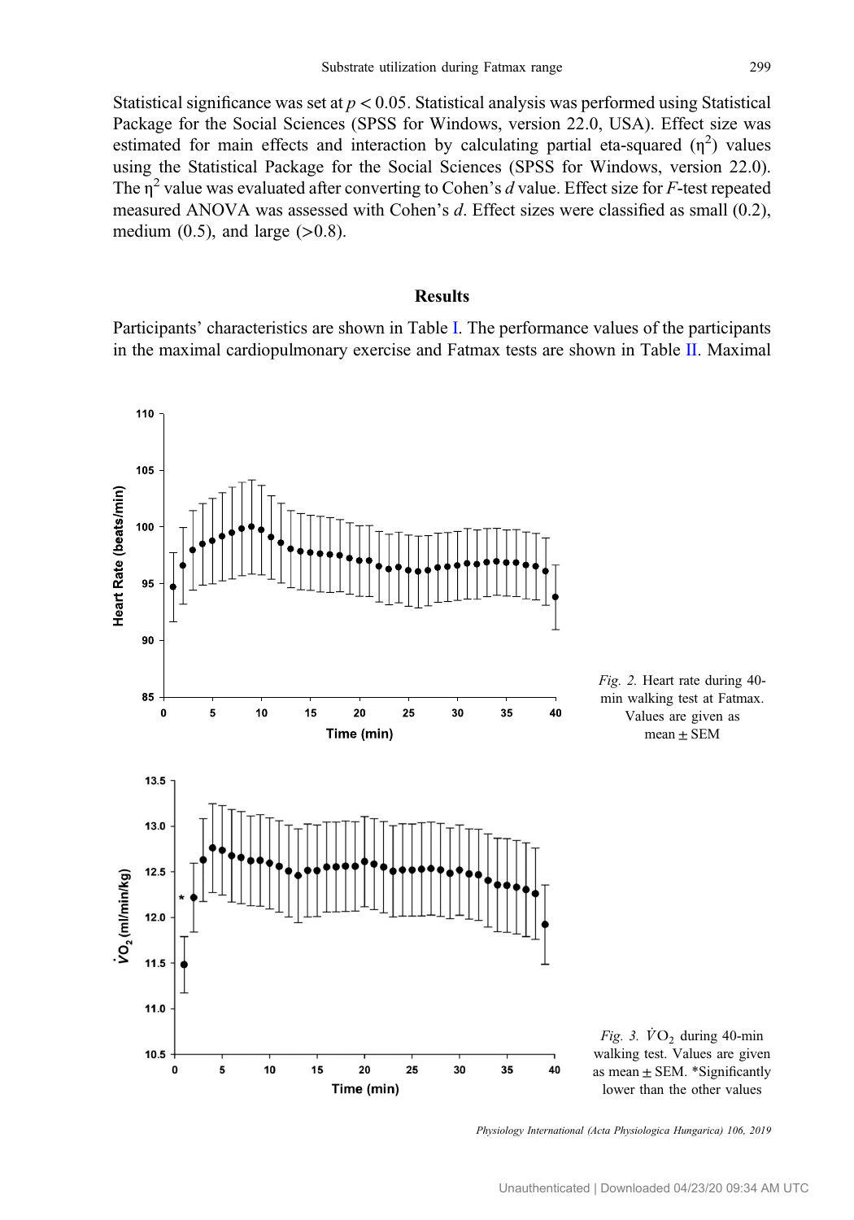Statistical significance was set at $p < 0.05$. Statistical analysis was performed using Statistical Package for the Social Sciences (SPSS for Windows, version 22.0, USA). Effect size was estimated for main effects and interaction by calculating partial eta-squared ($\eta^2$) values using the Statistical Package for the Social Sciences (SPSS for Windows, version 22.0). The $\eta^2$ value was evaluated after converting to Cohen's $d$ value. Effect size for $F$-test repeated measured ANOVA was assessed with Cohen's $d$. Effect sizes were classified as small (0.2), medium (0.5), and large (>0.8).

## Results

Participants' characteristics are shown in Table I. The performance values of the participants in the maximal cardiopulmonary exercise and Fatmax tests are shown in Table II. Maximal

*Fig. 2.* Heart rate during 40-min walking test at Fatmax. Values are given as mean ± SEM

*Fig. 3.* $\dot{V}O_2$ during 40-min walking test. Values are given as mean ± SEM. *Significantly lower than the other values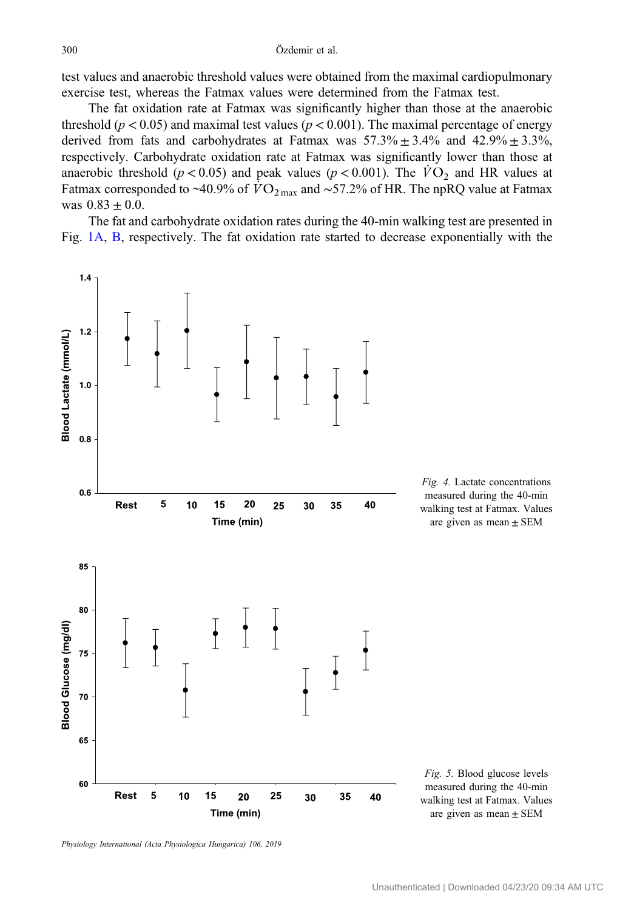test values and anaerobic threshold values were obtained from the maximal cardiopulmonary exercise test, whereas the Fatmax values were determined from the Fatmax test.

The fat oxidation rate at Fatmax was significantly higher than those at the anaerobic threshold ($p < 0.05$) and maximal test values ($p < 0.001$). The maximal percentage of energy derived from fats and carbohydrates at Fatmax was 57.3% ± 3.4% and 42.9% ± 3.3%, respectively. Carbohydrate oxidation rate at Fatmax was significantly lower than those at anaerobic threshold ($p < 0.05$) and peak values ($p < 0.001$). The $\dot{V}O_2$ and HR values at Fatmax corresponded to ~40.9% of $\dot{V}O_{2\,max}$ and ~57.2% of HR. The npRQ value at Fatmax was 0.83 ± 0.0.

The fat and carbohydrate oxidation rates during the 40-min walking test are presented in Fig. 1A, B, respectively. The fat oxidation rate started to decrease exponentially with the

*Fig. 4.* Lactate concentrations measured during the 40-min walking test at Fatmax. Values are given as mean ± SEM

*Fig. 5.* Blood glucose levels measured during the 40-min walking test at Fatmax. Values are given as mean ± SEM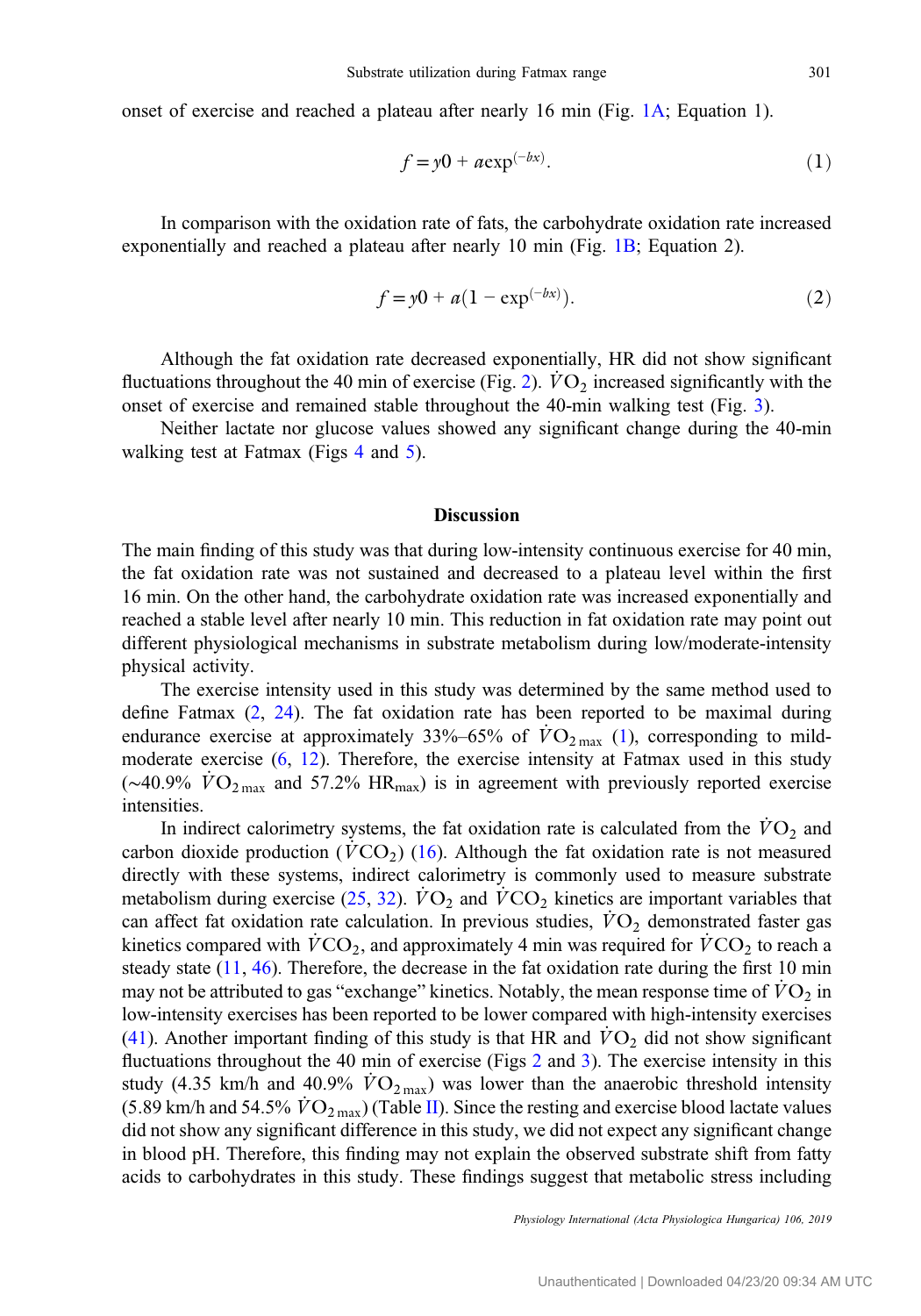onset of exercise and reached a plateau after nearly 16 min (Fig. 1A; Equation 1).

$$f = y0 + a\exp^{(-bx)}. \tag{1}$$

In comparison with the oxidation rate of fats, the carbohydrate oxidation rate increased exponentially and reached a plateau after nearly 10 min (Fig. 1B; Equation 2).

$$f = y0 + a(1 - \exp^{(-bx)}). \tag{2}$$

Although the fat oxidation rate decreased exponentially, HR did not show significant fluctuations throughout the 40 min of exercise (Fig. 2). $\dot{V}O_2$ increased significantly with the onset of exercise and remained stable throughout the 40-min walking test (Fig. 3).

Neither lactate nor glucose values showed any significant change during the 40-min walking test at Fatmax (Figs 4 and 5).

## Discussion

The main finding of this study was that during low-intensity continuous exercise for 40 min, the fat oxidation rate was not sustained and decreased to a plateau level within the first 16 min. On the other hand, the carbohydrate oxidation rate was increased exponentially and reached a stable level after nearly 10 min. This reduction in fat oxidation rate may point out different physiological mechanisms in substrate metabolism during low/moderate-intensity physical activity.

The exercise intensity used in this study was determined by the same method used to define Fatmax (2, 24). The fat oxidation rate has been reported to be maximal during endurance exercise at approximately 33%–65% of $\dot{V}O_{2\,max}$ (1), corresponding to mild-moderate exercise (6, 12). Therefore, the exercise intensity at Fatmax used in this study (~40.9% $\dot{V}O_{2\,max}$ and 57.2% $HR_{max}$) is in agreement with previously reported exercise intensities.

In indirect calorimetry systems, the fat oxidation rate is calculated from the $\dot{V}O_2$ and carbon dioxide production ($\dot{V}CO_2$) (16). Although the fat oxidation rate is not measured directly with these systems, indirect calorimetry is commonly used to measure substrate metabolism during exercise (25, 32). $\dot{V}O_2$ and $\dot{V}CO_2$ kinetics are important variables that can affect fat oxidation rate calculation. In previous studies, $\dot{V}O_2$ demonstrated faster gas kinetics compared with $\dot{V}CO_2$, and approximately 4 min was required for $\dot{V}CO_2$ to reach a steady state (11, 46). Therefore, the decrease in the fat oxidation rate during the first 10 min may not be attributed to gas "exchange" kinetics. Notably, the mean response time of $\dot{V}O_2$ in low-intensity exercises has been reported to be lower compared with high-intensity exercises (41). Another important finding of this study is that HR and $\dot{V}O_2$ did not show significant fluctuations throughout the 40 min of exercise (Figs 2 and 3). The exercise intensity in this study (4.35 km/h and 40.9% $\dot{V}O_{2\,max}$) was lower than the anaerobic threshold intensity (5.89 km/h and 54.5% $\dot{V}O_{2\,max}$) (Table II). Since the resting and exercise blood lactate values did not show any significant difference in this study, we did not expect any significant change in blood pH. Therefore, this finding may not explain the observed substrate shift from fatty acids to carbohydrates in this study. These findings suggest that metabolic stress including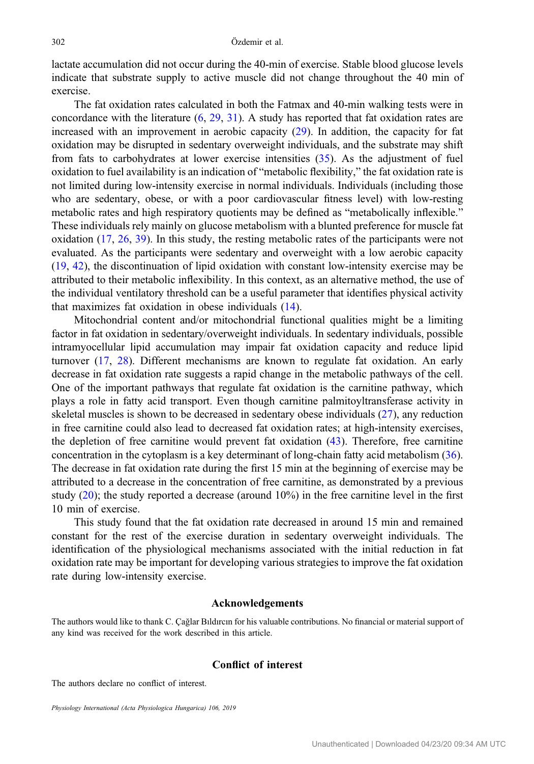lactate accumulation did not occur during the 40-min of exercise. Stable blood glucose levels indicate that substrate supply to active muscle did not change throughout the 40 min of exercise.

The fat oxidation rates calculated in both the Fatmax and 40-min walking tests were in concordance with the literature (6, 29, 31). A study has reported that fat oxidation rates are increased with an improvement in aerobic capacity (29). In addition, the capacity for fat oxidation may be disrupted in sedentary overweight individuals, and the substrate may shift from fats to carbohydrates at lower exercise intensities (35). As the adjustment of fuel oxidation to fuel availability is an indication of "metabolic flexibility," the fat oxidation rate is not limited during low-intensity exercise in normal individuals. Individuals (including those who are sedentary, obese, or with a poor cardiovascular fitness level) with low-resting metabolic rates and high respiratory quotients may be defined as "metabolically inflexible." These individuals rely mainly on glucose metabolism with a blunted preference for muscle fat oxidation (17, 26, 39). In this study, the resting metabolic rates of the participants were not evaluated. As the participants were sedentary and overweight with a low aerobic capacity (19, 42), the discontinuation of lipid oxidation with constant low-intensity exercise may be attributed to their metabolic inflexibility. In this context, as an alternative method, the use of the individual ventilatory threshold can be a useful parameter that identifies physical activity that maximizes fat oxidation in obese individuals (14).

Mitochondrial content and/or mitochondrial functional qualities might be a limiting factor in fat oxidation in sedentary/overweight individuals. In sedentary individuals, possible intramyocellular lipid accumulation may impair fat oxidation capacity and reduce lipid turnover (17, 28). Different mechanisms are known to regulate fat oxidation. An early decrease in fat oxidation rate suggests a rapid change in the metabolic pathways of the cell. One of the important pathways that regulate fat oxidation is the carnitine pathway, which plays a role in fatty acid transport. Even though carnitine palmitoyltransferase activity in skeletal muscles is shown to be decreased in sedentary obese individuals (27), any reduction in free carnitine could also lead to decreased fat oxidation rates; at high-intensity exercises, the depletion of free carnitine would prevent fat oxidation (43). Therefore, free carnitine concentration in the cytoplasm is a key determinant of long-chain fatty acid metabolism (36). The decrease in fat oxidation rate during the first 15 min at the beginning of exercise may be attributed to a decrease in the concentration of free carnitine, as demonstrated by a previous study (20); the study reported a decrease (around 10%) in the free carnitine level in the first 10 min of exercise.

This study found that the fat oxidation rate decreased in around 15 min and remained constant for the rest of the exercise duration in sedentary overweight individuals. The identification of the physiological mechanisms associated with the initial reduction in fat oxidation rate may be important for developing various strategies to improve the fat oxidation rate during low-intensity exercise.

## Acknowledgements

The authors would like to thank C. Çağlar Bıldırcın for his valuable contributions. No financial or material support of any kind was received for the work described in this article.

## Conflict of interest

The authors declare no conflict of interest.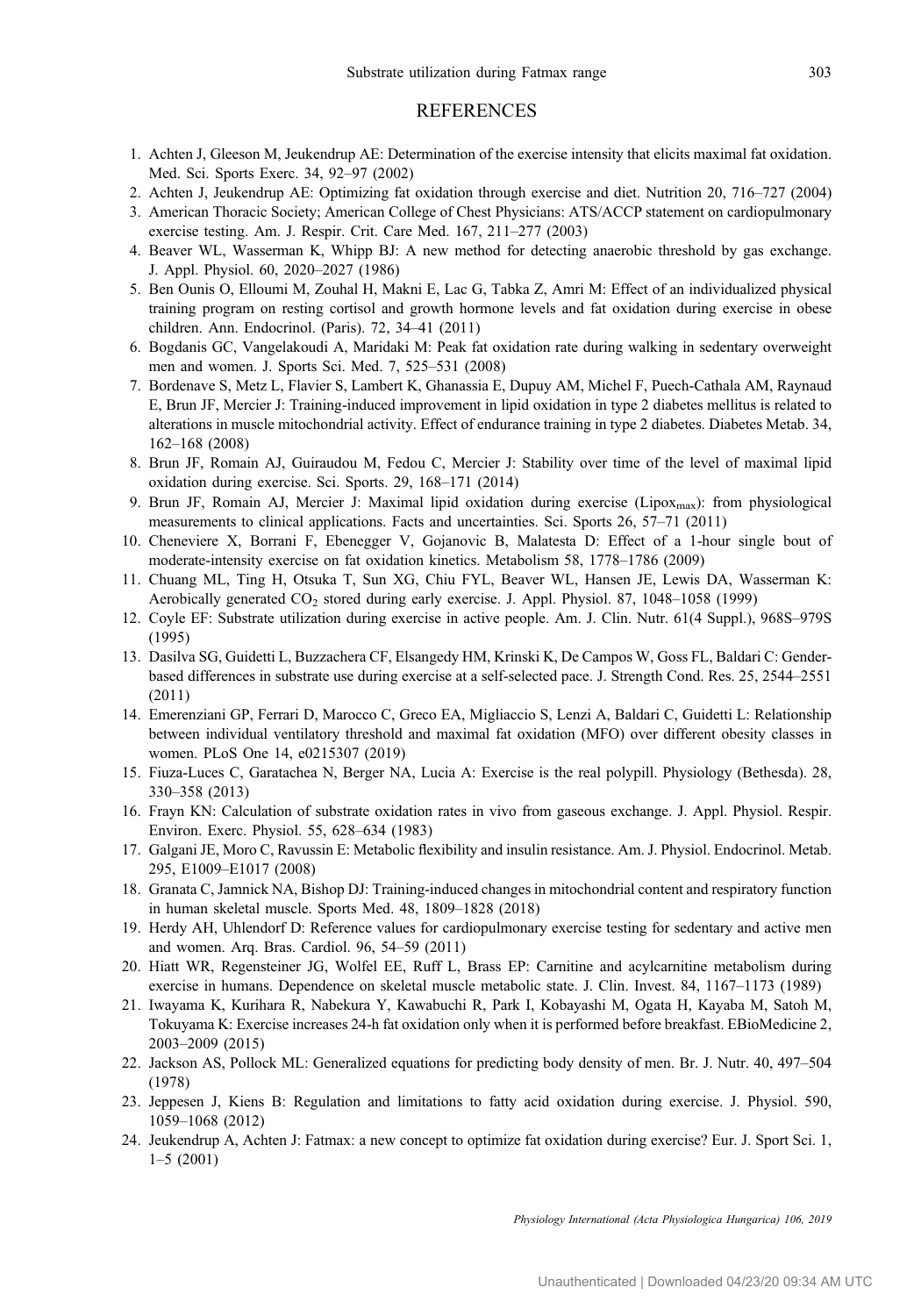## REFERENCES

1. Achten J, Gleeson M, Jeukendrup AE: Determination of the exercise intensity that elicits maximal fat oxidation. Med. Sci. Sports Exerc. 34, 92–97 (2002)
2. Achten J, Jeukendrup AE: Optimizing fat oxidation through exercise and diet. Nutrition 20, 716–727 (2004)
3. American Thoracic Society; American College of Chest Physicians: ATS/ACCP statement on cardiopulmonary exercise testing. Am. J. Respir. Crit. Care Med. 167, 211–277 (2003)
4. Beaver WL, Wasserman K, Whipp BJ: A new method for detecting anaerobic threshold by gas exchange. J. Appl. Physiol. 60, 2020–2027 (1986)
5. Ben Ounis O, Elloumi M, Zouhal H, Makni E, Lac G, Tabka Z, Amri M: Effect of an individualized physical training program on resting cortisol and growth hormone levels and fat oxidation during exercise in obese children. Ann. Endocrinol. (Paris). 72, 34–41 (2011)
6. Bogdanis GC, Vangelakoudi A, Maridaki M: Peak fat oxidation rate during walking in sedentary overweight men and women. J. Sports Sci. Med. 7, 525–531 (2008)
7. Bordenave S, Metz L, Flavier S, Lambert K, Ghanassia E, Dupuy AM, Michel F, Puech-Cathala AM, Raynaud E, Brun JF, Mercier J: Training-induced improvement in lipid oxidation in type 2 diabetes mellitus is related to alterations in muscle mitochondrial activity. Effect of endurance training in type 2 diabetes. Diabetes Metab. 34, 162–168 (2008)
8. Brun JF, Romain AJ, Guiraudou M, Fedou C, Mercier J: Stability over time of the level of maximal lipid oxidation during exercise. Sci. Sports. 29, 168–171 (2014)
9. Brun JF, Romain AJ, Mercier J: Maximal lipid oxidation during exercise ($Lipox_{max}$): from physiological measurements to clinical applications. Facts and uncertainties. Sci. Sports 26, 57–71 (2011)
10. Cheneviere X, Borrani F, Ebenegger V, Gojanovic B, Malatesta D: Effect of a 1-hour single bout of moderate-intensity exercise on fat oxidation kinetics. Metabolism 58, 1778–1786 (2009)
11. Chuang ML, Ting H, Otsuka T, Sun XG, Chiu FYL, Beaver WL, Hansen JE, Lewis DA, Wasserman K: Aerobically generated $CO_2$ stored during early exercise. J. Appl. Physiol. 87, 1048–1058 (1999)
12. Coyle EF: Substrate utilization during exercise in active people. Am. J. Clin. Nutr. 61(4 Suppl.), 968S–979S (1995)
13. Dasilva SG, Guidetti L, Buzzachera CF, Elsangedy HM, Krinski K, De Campos W, Goss FL, Baldari C: Gender-based differences in substrate use during exercise at a self-selected pace. J. Strength Cond. Res. 25, 2544–2551 (2011)
14. Emerenziani GP, Ferrari D, Marocco C, Greco EA, Migliaccio S, Lenzi A, Baldari C, Guidetti L: Relationship between individual ventilatory threshold and maximal fat oxidation (MFO) over different obesity classes in women. PLoS One 14, e0215307 (2019)
15. Fiuza-Luces C, Garatachea N, Berger NA, Lucia A: Exercise is the real polypill. Physiology (Bethesda). 28, 330–358 (2013)
16. Frayn KN: Calculation of substrate oxidation rates in vivo from gaseous exchange. J. Appl. Physiol. Respir. Environ. Exerc. Physiol. 55, 628–634 (1983)
17. Galgani JE, Moro C, Ravussin E: Metabolic flexibility and insulin resistance. Am. J. Physiol. Endocrinol. Metab. 295, E1009–E1017 (2008)
18. Granata C, Jamnick NA, Bishop DJ: Training-induced changes in mitochondrial content and respiratory function in human skeletal muscle. Sports Med. 48, 1809–1828 (2018)
19. Herdy AH, Uhlendorf D: Reference values for cardiopulmonary exercise testing for sedentary and active men and women. Arq. Bras. Cardiol. 96, 54–59 (2011)
20. Hiatt WR, Regensteiner JG, Wolfel EE, Ruff L, Brass EP: Carnitine and acylcarnitine metabolism during exercise in humans. Dependence on skeletal muscle metabolic state. J. Clin. Invest. 84, 1167–1173 (1989)
21. Iwayama K, Kurihara R, Nabekura Y, Kawabuchi R, Park I, Kobayashi M, Ogata H, Kayaba M, Satoh M, Tokuyama K: Exercise increases 24-h fat oxidation only when it is performed before breakfast. EBioMedicine 2, 2003–2009 (2015)
22. Jackson AS, Pollock ML: Generalized equations for predicting body density of men. Br. J. Nutr. 40, 497–504 (1978)
23. Jeppesen J, Kiens B: Regulation and limitations to fatty acid oxidation during exercise. J. Physiol. 590, 1059–1068 (2012)
24. Jeukendrup A, Achten J: Fatmax: a new concept to optimize fat oxidation during exercise? Eur. J. Sport Sci. 1, 1–5 (2001)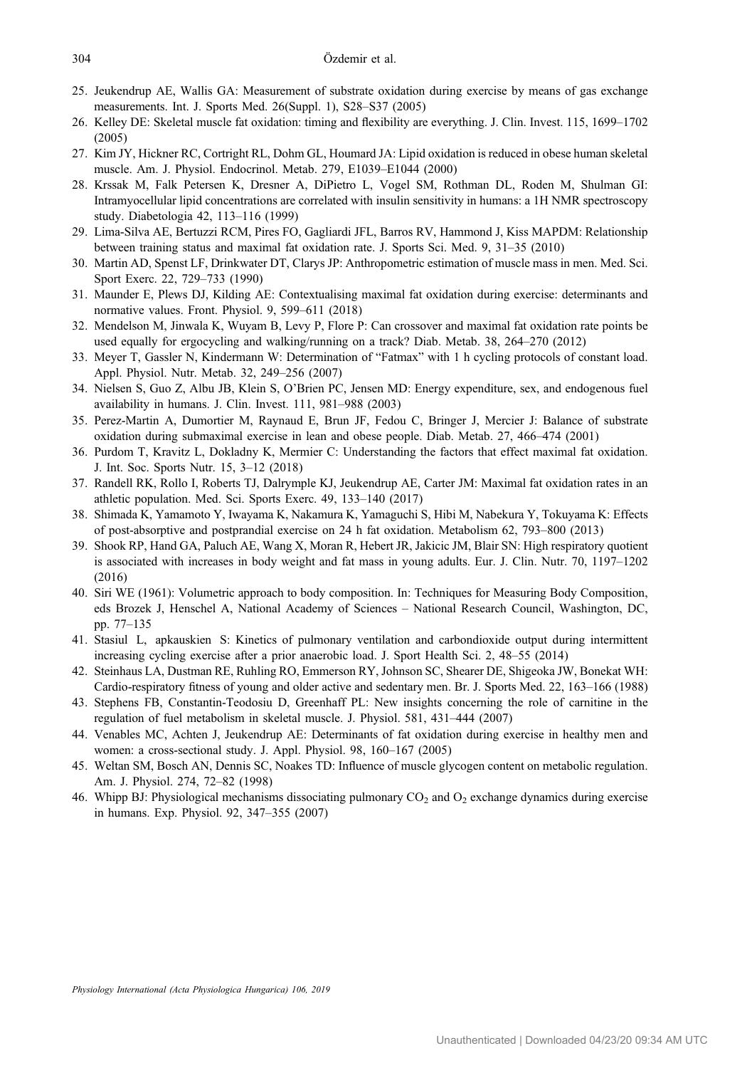25. Jeukendrup AE, Wallis GA: Measurement of substrate oxidation during exercise by means of gas exchange measurements. Int. J. Sports Med. 26(Suppl. 1), S28–S37 (2005)
26. Kelley DE: Skeletal muscle fat oxidation: timing and flexibility are everything. J. Clin. Invest. 115, 1699–1702 (2005)
27. Kim JY, Hickner RC, Cortright RL, Dohm GL, Houmard JA: Lipid oxidation is reduced in obese human skeletal muscle. Am. J. Physiol. Endocrinol. Metab. 279, E1039–E1044 (2000)
28. Krssak M, Falk Petersen K, Dresner A, DiPietro L, Vogel SM, Rothman DL, Roden M, Shulman GI: Intramyocellular lipid concentrations are correlated with insulin sensitivity in humans: a 1H NMR spectroscopy study. Diabetologia 42, 113–116 (1999)
29. Lima-Silva AE, Bertuzzi RCM, Pires FO, Gagliardi JFL, Barros RV, Hammond J, Kiss MAPDM: Relationship between training status and maximal fat oxidation rate. J. Sports Sci. Med. 9, 31–35 (2010)
30. Martin AD, Spenst LF, Drinkwater DT, Clarys JP: Anthropometric estimation of muscle mass in men. Med. Sci. Sport Exerc. 22, 729–733 (1990)
31. Maunder E, Plews DJ, Kilding AE: Contextualising maximal fat oxidation during exercise: determinants and normative values. Front. Physiol. 9, 599–611 (2018)
32. Mendelson M, Jinwala K, Wuyam B, Levy P, Flore P: Can crossover and maximal fat oxidation rate points be used equally for ergocycling and walking/running on a track? Diab. Metab. 38, 264–270 (2012)
33. Meyer T, Gassler N, Kindermann W: Determination of "Fatmax" with 1 h cycling protocols of constant load. Appl. Physiol. Nutr. Metab. 32, 249–256 (2007)
34. Nielsen S, Guo Z, Albu JB, Klein S, O'Brien PC, Jensen MD: Energy expenditure, sex, and endogenous fuel availability in humans. J. Clin. Invest. 111, 981–988 (2003)
35. Perez-Martin A, Dumortier M, Raynaud E, Brun JF, Fedou C, Bringer J, Mercier J: Balance of substrate oxidation during submaximal exercise in lean and obese people. Diab. Metab. 27, 466–474 (2001)
36. Purdom T, Kravitz L, Dokladny K, Mermier C: Understanding the factors that effect maximal fat oxidation. J. Int. Soc. Sports Nutr. 15, 3–12 (2018)
37. Randell RK, Rollo I, Roberts TJ, Dalrymple KJ, Jeukendrup AE, Carter JM: Maximal fat oxidation rates in an athletic population. Med. Sci. Sports Exerc. 49, 133–140 (2017)
38. Shimada K, Yamamoto Y, Iwayama K, Nakamura K, Yamaguchi S, Hibi M, Nabekura Y, Tokuyama K: Effects of post-absorptive and postprandial exercise on 24 h fat oxidation. Metabolism 62, 793–800 (2013)
39. Shook RP, Hand GA, Paluch AE, Wang X, Moran R, Hebert JR, Jakicic JM, Blair SN: High respiratory quotient is associated with increases in body weight and fat mass in young adults. Eur. J. Clin. Nutr. 70, 1197–1202 (2016)
40. Siri WE (1961): Volumetric approach to body composition. In: Techniques for Measuring Body Composition, eds Brozek J, Henschel A, National Academy of Sciences – National Research Council, Washington, DC, pp. 77–135
41. Stasiul L, apkauskien S: Kinetics of pulmonary ventilation and carbondioxide output during intermittent increasing cycling exercise after a prior anaerobic load. J. Sport Health Sci. 2, 48–55 (2014)
42. Steinhaus LA, Dustman RE, Ruhling RO, Emmerson RY, Johnson SC, Shearer DE, Shigeoka JW, Bonekat WH: Cardio-respiratory fitness of young and older active and sedentary men. Br. J. Sports Med. 22, 163–166 (1988)
43. Stephens FB, Constantin-Teodosiu D, Greenhaff PL: New insights concerning the role of carnitine in the regulation of fuel metabolism in skeletal muscle. J. Physiol. 581, 431–444 (2007)
44. Venables MC, Achten J, Jeukendrup AE: Determinants of fat oxidation during exercise in healthy men and women: a cross-sectional study. J. Appl. Physiol. 98, 160–167 (2005)
45. Weltan SM, Bosch AN, Dennis SC, Noakes TD: Influence of muscle glycogen content on metabolic regulation. Am. J. Physiol. 274, 72–82 (1998)
46. Whipp BJ: Physiological mechanisms dissociating pulmonary $CO_2$ and $O_2$ exchange dynamics during exercise in humans. Exp. Physiol. 92, 347–355 (2007)